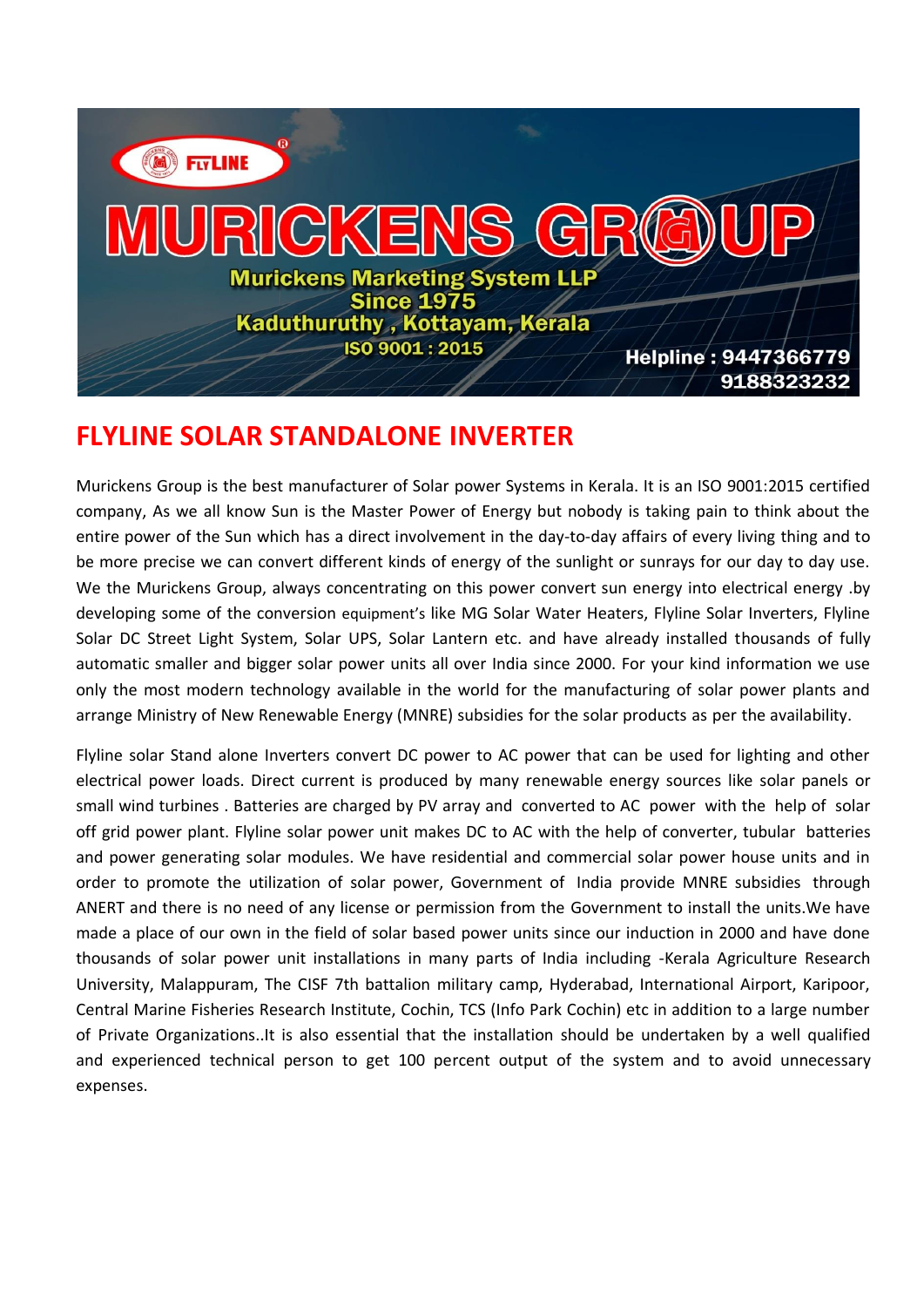FLYLINE®

# MURICKENS GROUP

**Murickens Marketing System LLP**
**Since 1975**
**Kaduthuruthy , Kottayam, Kerala**
**ISO 9001 : 2015**

**Helpline : 9447366779**
**9188323232**

## FLYLINE SOLAR STANDALONE INVERTER

Murickens Group is the best manufacturer of Solar power Systems in Kerala. It is an ISO 9001:2015 certified company, As we all know Sun is the Master Power of Energy but nobody is taking pain to think about the entire power of the Sun which has a direct involvement in the day-to-day affairs of every living thing and to be more precise we can convert different kinds of energy of the sunlight or sunrays for our day to day use. We the Murickens Group, always concentrating on this power convert sun energy into electrical energy .by developing some of the conversion equipment's like MG Solar Water Heaters, Flyline Solar Inverters, Flyline Solar DC Street Light System, Solar UPS, Solar Lantern etc. and have already installed thousands of fully automatic smaller and bigger solar power units all over India since 2000. For your kind information we use only the most modern technology available in the world for the manufacturing of solar power plants and arrange Ministry of New Renewable Energy (MNRE) subsidies for the solar products as per the availability.

Flyline solar Stand alone Inverters convert DC power to AC power that can be used for lighting and other electrical power loads. Direct current is produced by many renewable energy sources like solar panels or small wind turbines . Batteries are charged by PV array and converted to AC power with the help of solar off grid power plant. Flyline solar power unit makes DC to AC with the help of converter, tubular batteries and power generating solar modules. We have residential and commercial solar power house units and in order to promote the utilization of solar power, Government of India provide MNRE subsidies through ANERT and there is no need of any license or permission from the Government to install the units.We have made a place of our own in the field of solar based power units since our induction in 2000 and have done thousands of solar power unit installations in many parts of India including -Kerala Agriculture Research University, Malappuram, The CISF 7th battalion military camp, Hyderabad, International Airport, Karipoor, Central Marine Fisheries Research Institute, Cochin, TCS (Info Park Cochin) etc in addition to a large number of Private Organizations..It is also essential that the installation should be undertaken by a well qualified and experienced technical person to get 100 percent output of the system and to avoid unnecessary expenses.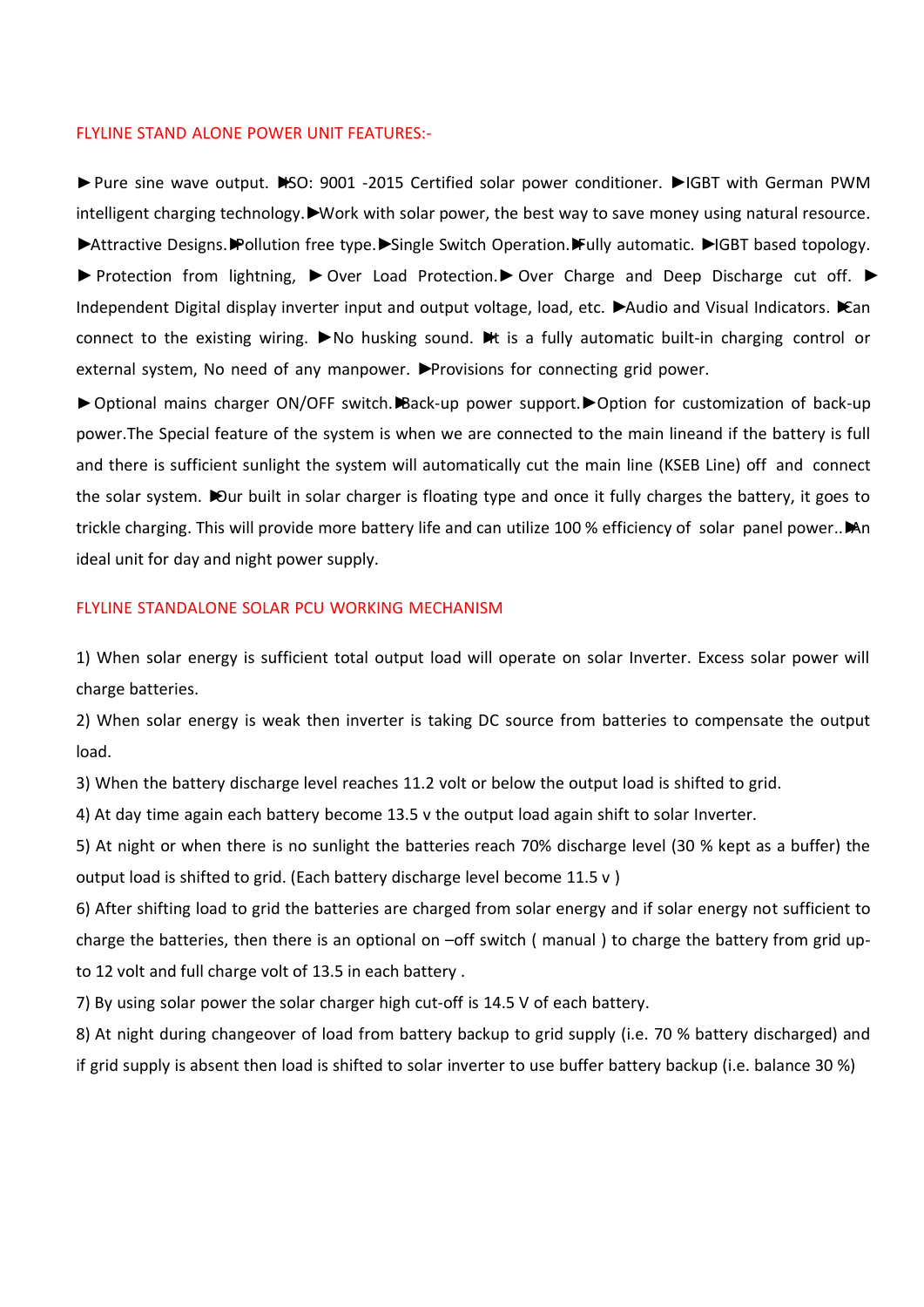FLYLINE STAND ALONE POWER UNIT FEATURES:-

► Pure sine wave output. ►ISO: 9001 -2015 Certified solar power conditioner. ►IGBT with German PWM intelligent charging technology. ►Work with solar power, the best way to save money using natural resource. ►Attractive Designs. ►Pollution free type. ►Single Switch Operation. ►Fully automatic. ►IGBT based topology. ► Protection from lightning, ► Over Load Protection. ► Over Charge and Deep Discharge cut off. ► Independent Digital display inverter input and output voltage, load, etc. ►Audio and Visual Indicators. ►Can connect to the existing wiring. ►No husking sound. ►It is a fully automatic built-in charging control or external system, No need of any manpower. ►Provisions for connecting grid power.

► Optional mains charger ON/OFF switch. ►Back-up power support. ►Option for customization of back-up power.The Special feature of the system is when we are connected to the main lineand if the battery is full and there is sufficient sunlight the system will automatically cut the main line (KSEB Line) off and connect the solar system. ►Our built in solar charger is floating type and once it fully charges the battery, it goes to trickle charging. This will provide more battery life and can utilize 100 % efficiency of solar panel power.. ►An ideal unit for day and night power supply.

FLYLINE STANDALONE SOLAR PCU WORKING MECHANISM

1) When solar energy is sufficient total output load will operate on solar Inverter. Excess solar power will charge batteries.

2) When solar energy is weak then inverter is taking DC source from batteries to compensate the output load.

3) When the battery discharge level reaches 11.2 volt or below the output load is shifted to grid.

4) At day time again each battery become 13.5 v the output load again shift to solar Inverter.

5) At night or when there is no sunlight the batteries reach 70% discharge level (30 % kept as a buffer) the output load is shifted to grid. (Each battery discharge level become 11.5 v )

6) After shifting load to grid the batteries are charged from solar energy and if solar energy not sufficient to charge the batteries, then there is an optional on –off switch ( manual ) to charge the battery from grid up-to 12 volt and full charge volt of 13.5 in each battery .

7) By using solar power the solar charger high cut-off is 14.5 V of each battery.

8) At night during changeover of load from battery backup to grid supply (i.e. 70 % battery discharged) and if grid supply is absent then load is shifted to solar inverter to use buffer battery backup (i.e. balance 30 %)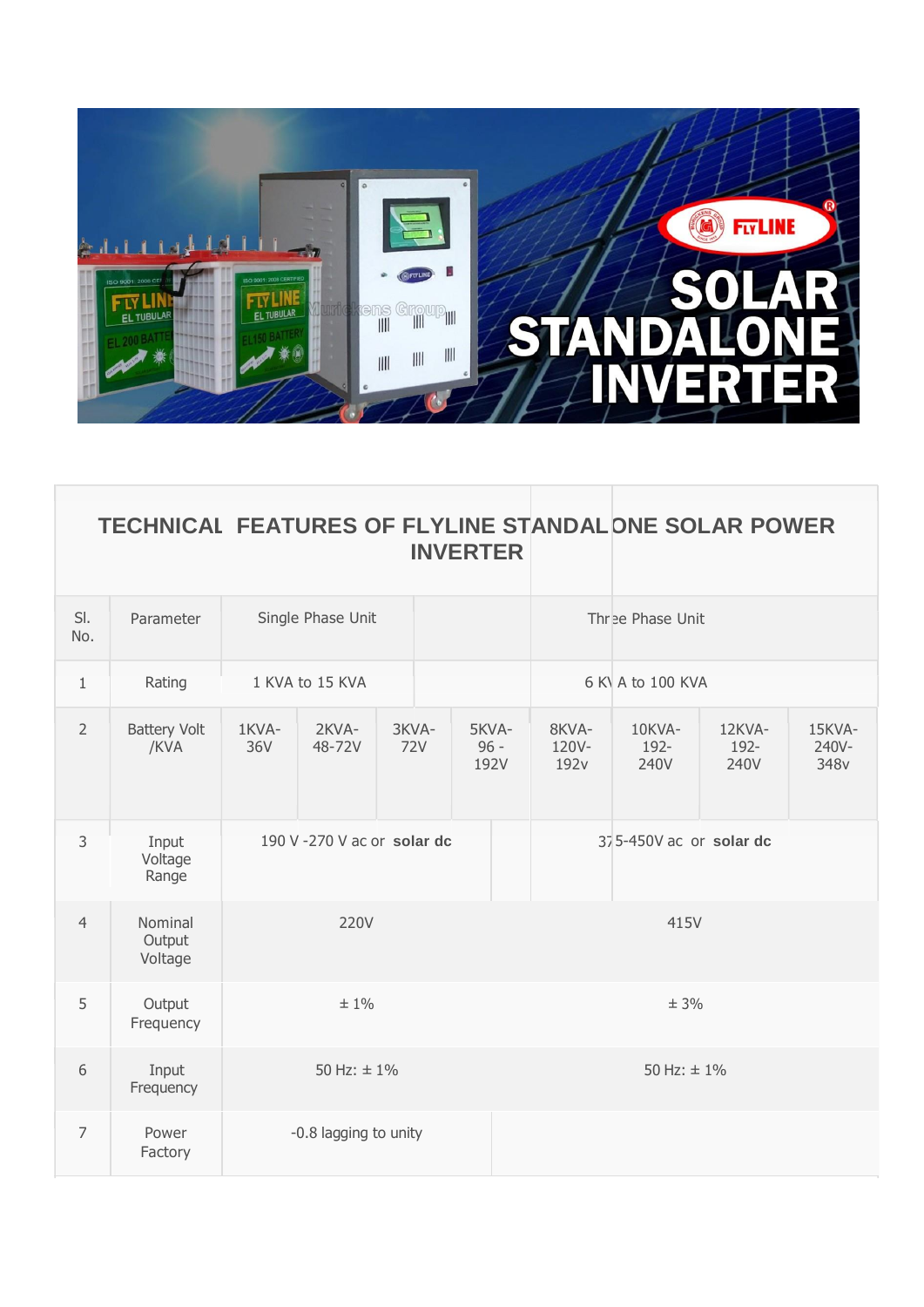# TECHNICAL FEATURES OF FLYLINE STANDALONE SOLAR POWER INVERTER

| Sl. No. | Parameter | Single Phase Unit | | | | Three Phase Unit | | | |
|---|---|---|---|---|---|---|---|---|---|
| 1 | Rating | 1 KVA to 15 KVA | | | | 6 KVA to 100 KVA | | | |
| 2 | Battery Volt /KVA | 1KVA-36V | 2KVA-48-72V | 3KVA-72V | 5KVA-96 - 192V | 8KVA-120V-192v | 10KVA-192-240V | 12KVA-192-240V | 15KVA-240V-348v |
| 3 | Input Voltage Range | 190 V -270 V ac or **solar dc** | | | | 375-450V ac or **solar dc** | | | |
| 4 | Nominal Output Voltage | 220V | | | | 415V | | | |
| 5 | Output Frequency | ± 1% | | | | ± 3% | | | |
| 6 | Input Frequency | 50 Hz: ± 1% | | | | 50 Hz: ± 1% | | | |
| 7 | Power Factory | -0.8 lagging to unity | | | | | | | |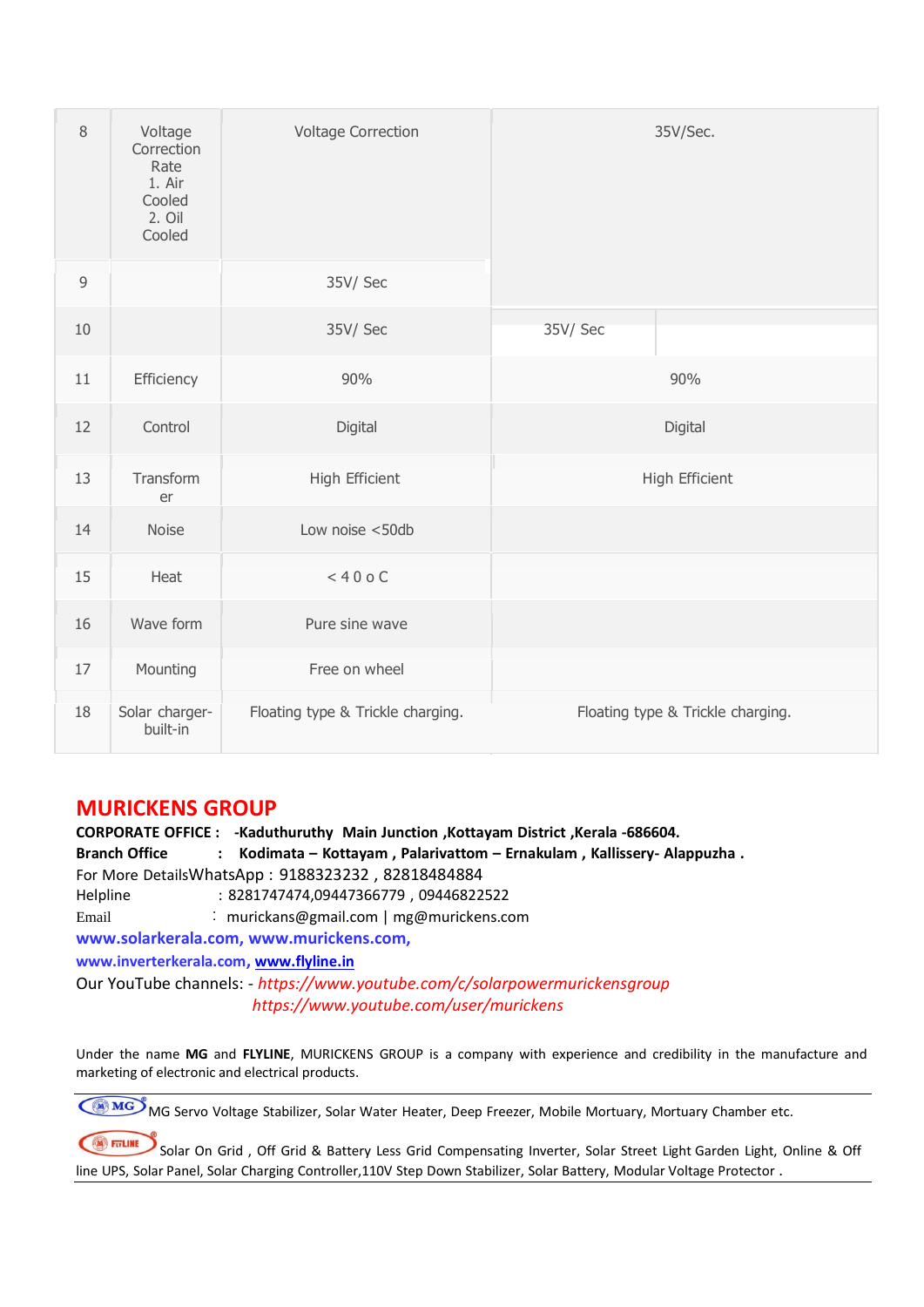| | | | |
|---|---|---|---|
| 8 | Voltage Correction Rate 1. Air Cooled 2. Oil Cooled | Voltage Correction | 35V/Sec. |
| 9 | | 35V/ Sec | |
| 10 | | 35V/ Sec | 35V/ Sec |
| 11 | Efficiency | 90% | 90% |
| 12 | Control | Digital | Digital |
| 13 | Transformer | High Efficient | High Efficient |
| 14 | Noise | Low noise <50db | |
| 15 | Heat | < 4 0 o C | |
| 16 | Wave form | Pure sine wave | |
| 17 | Mounting | Free on wheel | |
| 18 | Solar charger-built-in | Floating type & Trickle charging. | Floating type & Trickle charging. |

## MURICKENS GROUP

**CORPORATE OFFICE : -Kaduthuruthy Main Junction ,Kottayam District ,Kerala -686604.**
**Branch Office : Kodimata – Kottayam , Palarivattom – Ernakulam , Kallissery- Alappuzha .**
For More DetailsWhatsApp : 9188323232 , 82818484884
Helpline : 8281747474,09447366779 , 09446822522
Email : murickans@gmail.com | mg@murickens.com
**www.solarkerala.com, www.murickens.com,**
**www.inverterkerala.com, www.flyline.in**
Our YouTube channels: - *https://www.youtube.com/c/solarpowermurickensgroup*
*https://www.youtube.com/user/murickens*

Under the name **MG** and **FLYLINE**, MURICKENS GROUP is a company with experience and credibility in the manufacture and marketing of electronic and electrical products.

MG Servo Voltage Stabilizer, Solar Water Heater, Deep Freezer, Mobile Mortuary, Mortuary Chamber etc.

Solar On Grid , Off Grid & Battery Less Grid Compensating Inverter, Solar Street Light Garden Light, Online & Off line UPS, Solar Panel, Solar Charging Controller,110V Step Down Stabilizer, Solar Battery, Modular Voltage Protector .